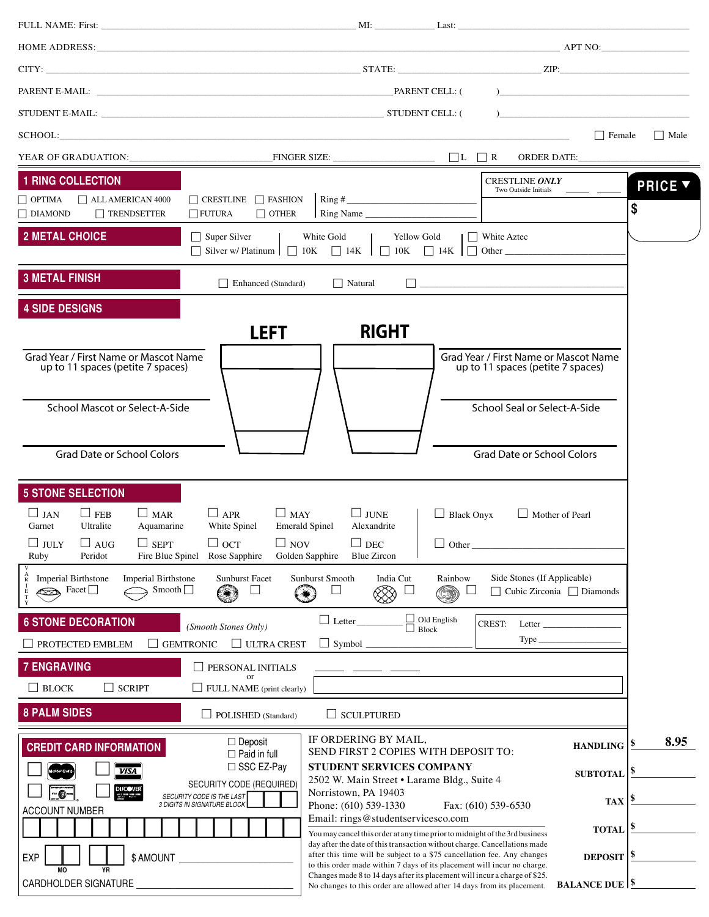FULL NAME: First: ______________________ MI: ________ Last: ______________________

HOME ADDRESS: ______________________ APT NO: ________

CITY: ______________________ STATE: ______________ ZIP: ________

PARENT E-MAIL: ______________________ PARENT CELL: ( ) ______________

STUDENT E-MAIL: ______________________ STUDENT CELL: ( ) ______________

SCHOOL: ______________________ ☐ Female ☐ Male

YEAR OF GRADUATION: ____________ FINGER SIZE: ____________ ☐ L ☐ R ORDER DATE: ____________

**PRICE ▼**

$

## 1 RING COLLECTION

☐ OPTIMA ☐ ALL AMERICAN 4000 ☐ CRESTLINE ☐ FASHION
☐ DIAMOND ☐ TRENDSETTER ☐ FUTURA ☐ OTHER

Ring # ______________
Ring Name ______________

CRESTLINE *ONLY* — Two Outside Initials ____ ____

## 2 METAL CHOICE

☐ Super Silver
☐ Silver w/ Platinum

White Gold ☐ 10K ☐ 14K

Yellow Gold ☐ 10K ☐ 14K

☐ White Aztec
☐ Other ______________

## 3 METAL FINISH

☐ Enhanced (Standard) ☐ Natural ☐ ______________

## 4 SIDE DESIGNS

| LEFT | RIGHT |
|---|---|
| Grad Year / First Name or Mascot Name up to 11 spaces (petite 7 spaces) | Grad Year / First Name or Mascot Name up to 11 spaces (petite 7 spaces) |
| School Mascot or Select-A-Side | School Seal or Select-A-Side |
| Grad Date or School Colors | Grad Date or School Colors |

## 5 STONE SELECTION

☐ JAN Garnet ☐ FEB Ultralite ☐ MAR Aquamarine ☐ APR White Spinel ☐ MAY Emerald Spinel ☐ JUNE Alexandrite ☐ Black Onyx ☐ Mother of Pearl

☐ JULY Ruby ☐ AUG Peridot ☐ SEPT Fire Blue Spinel ☐ OCT Rose Sapphire ☐ NOV Golden Sapphire ☐ DEC Blue Zircon ☐ Other ______________

VARIETY: Imperial Birthstone Facet ☐ Imperial Birthstone Smooth ☐ Sunburst Facet ☐ Sunburst Smooth ☐ India Cut ☐ Rainbow ☐

Side Stones (If Applicable) ☐ Cubic Zirconia ☐ Diamonds

## 6 STONE DECORATION

*(Smooth Stones Only)*

☐ Letter ________ ☐ Old English ☐ Block

CREST: Letter ______________ Type ______________

☐ PROTECTED EMBLEM ☐ GEMTRONIC ☐ ULTRA CREST ☐ Symbol ______________

## 7 ENGRAVING

☐ BLOCK ☐ SCRIPT

☐ PERSONAL INITIALS ____ ____ ____
or
☐ FULL NAME (print clearly) ______________

## 8 PALM SIDES

☐ POLISHED (Standard) ☐ SCULPTURED

## CREDIT CARD INFORMATION

☐ MasterCard ☐ VISA ☐ American Express ☐ DISCOVER

☐ Deposit
☐ Paid in full
☐ SSC EZ-Pay

SECURITY CODE (REQUIRED)
SECURITY CODE IS THE LAST 3 DIGITS IN SIGNATURE BLOCK

ACCOUNT NUMBER

EXP ____ ____ (MO) (YR) $ AMOUNT ______________

CARDHOLDER SIGNATURE ______________

IF ORDERING BY MAIL, SEND FIRST 2 COPIES WITH DEPOSIT TO:

**STUDENT SERVICES COMPANY**
2502 W. Main Street • Larame Bldg., Suite 4
Norristown, PA 19403
Phone: (610) 539-1330 Fax: (610) 539-6530
Email: rings@studentservicesco.com

You may cancel this order at any time prior to midnight of the 3rd business day after the date of this transaction without charge. Cancellations made after this time will be subject to a $75 cancellation fee. Any changes to this order made within 7 days of its placement will incur no charge. Changes made 8 to 14 days after its placement will incur a charge of $25. No changes to this order are allowed after 14 days from its placement.

| | |
|---|---|
| HANDLING | $ 8.95 |
| SUBTOTAL | $ |
| TAX | $ |
| TOTAL | $ |
| DEPOSIT | $ |
| BALANCE DUE | $ |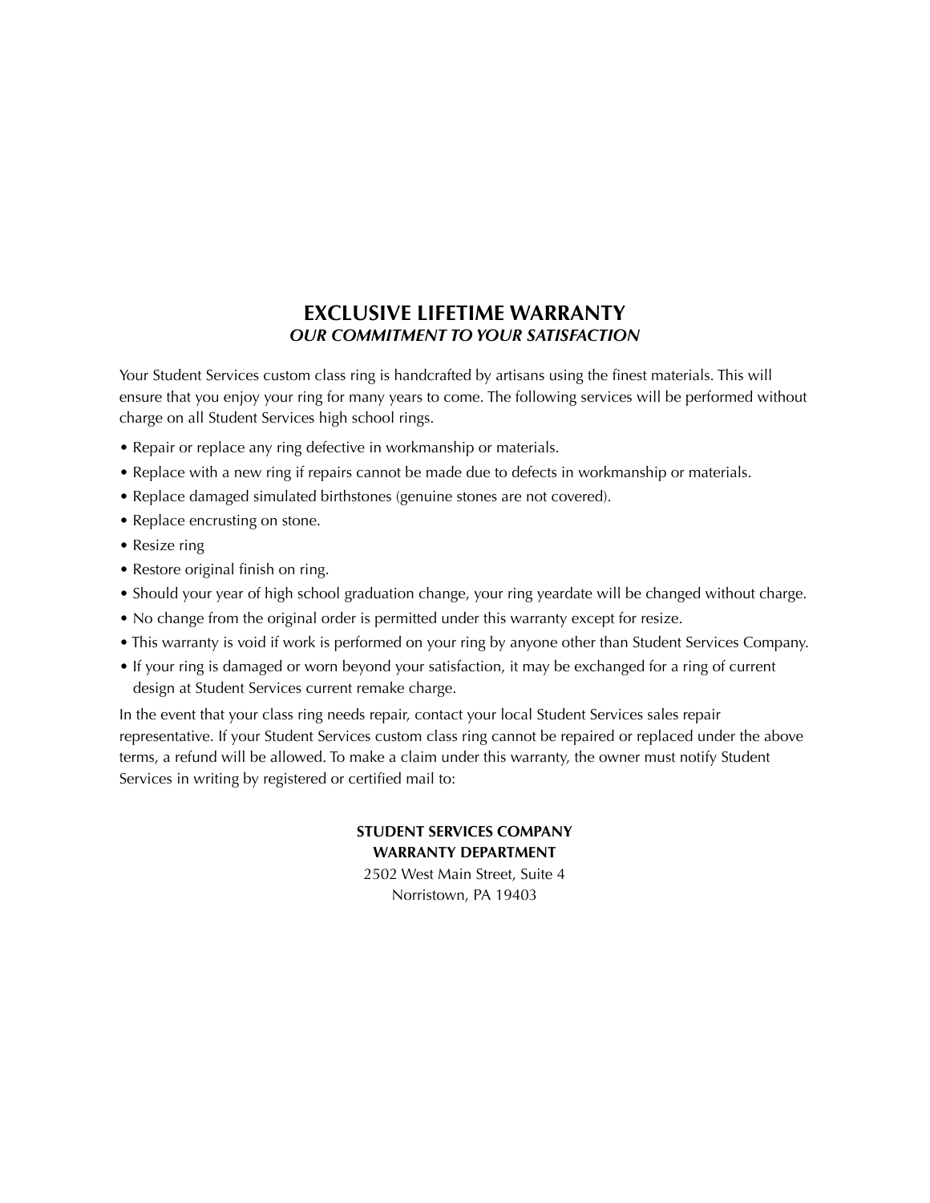# EXCLUSIVE LIFETIME WARRANTY

***OUR COMMITMENT TO YOUR SATISFACTION***

Your Student Services custom class ring is handcrafted by artisans using the finest materials. This will ensure that you enjoy your ring for many years to come. The following services will be performed without charge on all Student Services high school rings.

- Repair or replace any ring defective in workmanship or materials.
- Replace with a new ring if repairs cannot be made due to defects in workmanship or materials.
- Replace damaged simulated birthstones (genuine stones are not covered).
- Replace encrusting on stone.
- Resize ring
- Restore original finish on ring.
- Should your year of high school graduation change, your ring yeardate will be changed without charge.
- No change from the original order is permitted under this warranty except for resize.
- This warranty is void if work is performed on your ring by anyone other than Student Services Company.
- If your ring is damaged or worn beyond your satisfaction, it may be exchanged for a ring of current design at Student Services current remake charge.

In the event that your class ring needs repair, contact your local Student Services sales repair representative. If your Student Services custom class ring cannot be repaired or replaced under the above terms, a refund will be allowed. To make a claim under this warranty, the owner must notify Student Services in writing by registered or certified mail to:

**STUDENT SERVICES COMPANY**
**WARRANTY DEPARTMENT**
2502 West Main Street, Suite 4
Norristown, PA 19403